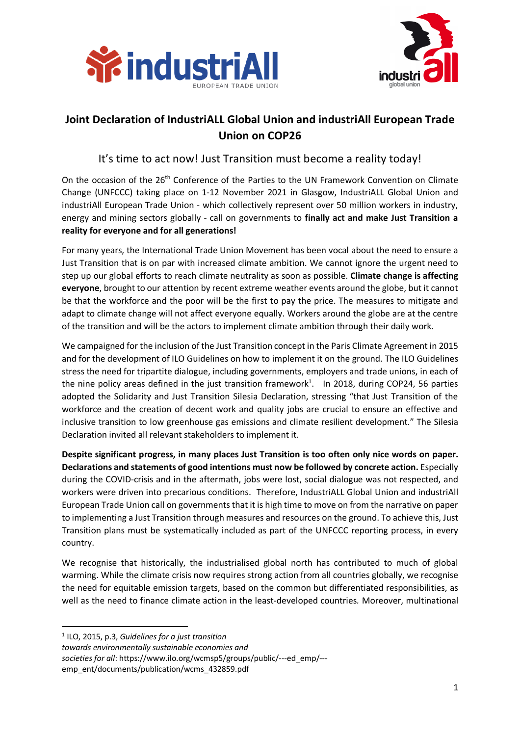# Joint Declaration of IndustriALL Global Union and industriAll European Trade Union on COP26

## It's time to act now! Just Transition must become a reality today!

On the occasion of the 26th Conference of the Parties to the UN Framework Convention on Climate Change (UNFCCC) taking place on 1-12 November 2021 in Glasgow, IndustriALL Global Union and industriAll European Trade Union - which collectively represent over 50 million workers in industry, energy and mining sectors globally - call on governments to **finally act and make Just Transition a reality for everyone and for all generations!**

For many years, the International Trade Union Movement has been vocal about the need to ensure a Just Transition that is on par with increased climate ambition. We cannot ignore the urgent need to step up our global efforts to reach climate neutrality as soon as possible. **Climate change is affecting everyone**, brought to our attention by recent extreme weather events around the globe, but it cannot be that the workforce and the poor will be the first to pay the price. The measures to mitigate and adapt to climate change will not affect everyone equally. Workers around the globe are at the centre of the transition and will be the actors to implement climate ambition through their daily work.

We campaigned for the inclusion of the Just Transition concept in the Paris Climate Agreement in 2015 and for the development of ILO Guidelines on how to implement it on the ground. The ILO Guidelines stress the need for tripartite dialogue, including governments, employers and trade unions, in each of the nine policy areas defined in the just transition framework[1]. In 2018, during COP24, 56 parties adopted the Solidarity and Just Transition Silesia Declaration, stressing "that Just Transition of the workforce and the creation of decent work and quality jobs are crucial to ensure an effective and inclusive transition to low greenhouse gas emissions and climate resilient development." The Silesia Declaration invited all relevant stakeholders to implement it.

**Despite significant progress, in many places Just Transition is too often only nice words on paper. Declarations and statements of good intentions must now be followed by concrete action.** Especially during the COVID-crisis and in the aftermath, jobs were lost, social dialogue was not respected, and workers were driven into precarious conditions. Therefore, IndustriALL Global Union and industriAll European Trade Union call on governments that it is high time to move on from the narrative on paper to implementing a Just Transition through measures and resources on the ground. To achieve this, Just Transition plans must be systematically included as part of the UNFCCC reporting process, in every country.

We recognise that historically, the industrialised global north has contributed to much of global warming. While the climate crisis now requires strong action from all countries globally, we recognise the need for equitable emission targets, based on the common but differentiated responsibilities, as well as the need to finance climate action in the least-developed countries. Moreover, multinational

---

[1] ILO, 2015, p.3, *Guidelines for a just transition towards environmentally sustainable economies and societies for all*: https://www.ilo.org/wcmsp5/groups/public/---ed_emp/---emp_ent/documents/publication/wcms_432859.pdf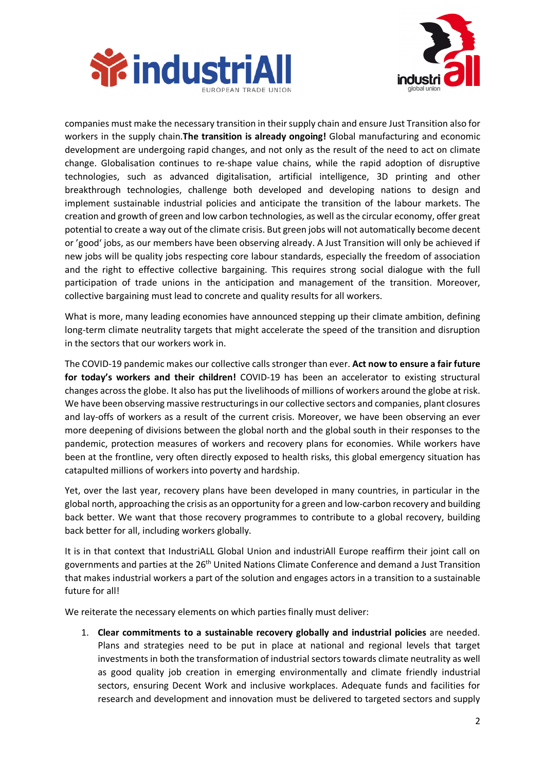companies must make the necessary transition in their supply chain and ensure Just Transition also for workers in the supply chain.**The transition is already ongoing!** Global manufacturing and economic development are undergoing rapid changes, and not only as the result of the need to act on climate change. Globalisation continues to re-shape value chains, while the rapid adoption of disruptive technologies, such as advanced digitalisation, artificial intelligence, 3D printing and other breakthrough technologies, challenge both developed and developing nations to design and implement sustainable industrial policies and anticipate the transition of the labour markets. The creation and growth of green and low carbon technologies, as well as the circular economy, offer great potential to create a way out of the climate crisis. But green jobs will not automatically become decent or 'good' jobs, as our members have been observing already. A Just Transition will only be achieved if new jobs will be quality jobs respecting core labour standards, especially the freedom of association and the right to effective collective bargaining. This requires strong social dialogue with the full participation of trade unions in the anticipation and management of the transition. Moreover, collective bargaining must lead to concrete and quality results for all workers.

What is more, many leading economies have announced stepping up their climate ambition, defining long-term climate neutrality targets that might accelerate the speed of the transition and disruption in the sectors that our workers work in.

The COVID-19 pandemic makes our collective calls stronger than ever. **Act now to ensure a fair future for today's workers and their children!** COVID-19 has been an accelerator to existing structural changes across the globe. It also has put the livelihoods of millions of workers around the globe at risk. We have been observing massive restructurings in our collective sectors and companies, plant closures and lay-offs of workers as a result of the current crisis. Moreover, we have been observing an ever more deepening of divisions between the global north and the global south in their responses to the pandemic, protection measures of workers and recovery plans for economies. While workers have been at the frontline, very often directly exposed to health risks, this global emergency situation has catapulted millions of workers into poverty and hardship.

Yet, over the last year, recovery plans have been developed in many countries, in particular in the global north, approaching the crisis as an opportunity for a green and low-carbon recovery and building back better. We want that those recovery programmes to contribute to a global recovery, building back better for all, including workers globally.

It is in that context that IndustriALL Global Union and industriAll Europe reaffirm their joint call on governments and parties at the 26th United Nations Climate Conference and demand a Just Transition that makes industrial workers a part of the solution and engages actors in a transition to a sustainable future for all!

We reiterate the necessary elements on which parties finally must deliver:

1. **Clear commitments to a sustainable recovery globally and industrial policies** are needed. Plans and strategies need to be put in place at national and regional levels that target investments in both the transformation of industrial sectors towards climate neutrality as well as good quality job creation in emerging environmentally and climate friendly industrial sectors, ensuring Decent Work and inclusive workplaces. Adequate funds and facilities for research and development and innovation must be delivered to targeted sectors and supply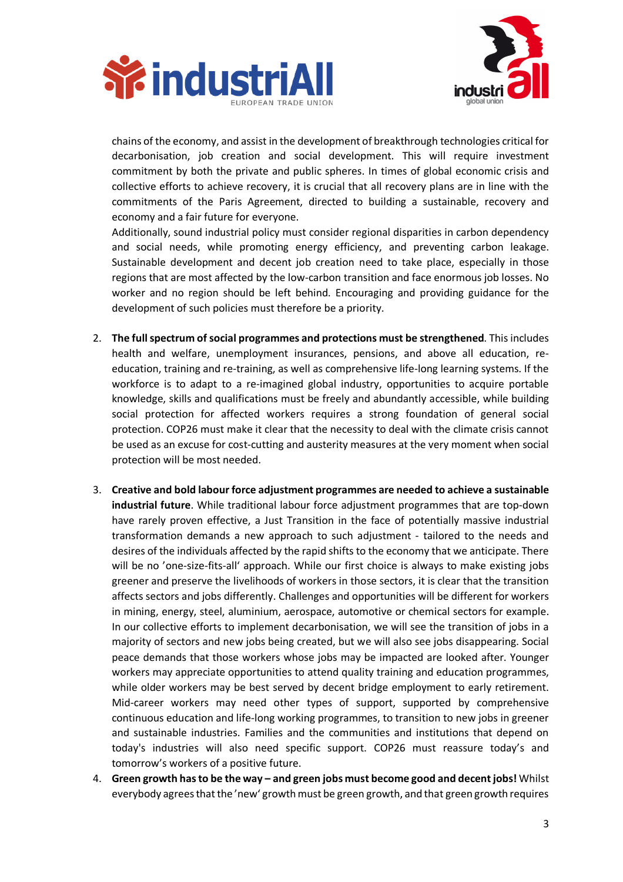chains of the economy, and assist in the development of breakthrough technologies critical for decarbonisation, job creation and social development. This will require investment commitment by both the private and public spheres. In times of global economic crisis and collective efforts to achieve recovery, it is crucial that all recovery plans are in line with the commitments of the Paris Agreement, directed to building a sustainable, recovery and economy and a fair future for everyone.
Additionally, sound industrial policy must consider regional disparities in carbon dependency and social needs, while promoting energy efficiency, and preventing carbon leakage. Sustainable development and decent job creation need to take place, especially in those regions that are most affected by the low-carbon transition and face enormous job losses. No worker and no region should be left behind. Encouraging and providing guidance for the development of such policies must therefore be a priority.

2. **The full spectrum of social programmes and protections must be strengthened**. This includes health and welfare, unemployment insurances, pensions, and above all education, re-education, training and re-training, as well as comprehensive life-long learning systems. If the workforce is to adapt to a re-imagined global industry, opportunities to acquire portable knowledge, skills and qualifications must be freely and abundantly accessible, while building social protection for affected workers requires a strong foundation of general social protection. COP26 must make it clear that the necessity to deal with the climate crisis cannot be used as an excuse for cost-cutting and austerity measures at the very moment when social protection will be most needed.

3. **Creative and bold labour force adjustment programmes are needed to achieve a sustainable industrial future**. While traditional labour force adjustment programmes that are top-down have rarely proven effective, a Just Transition in the face of potentially massive industrial transformation demands a new approach to such adjustment - tailored to the needs and desires of the individuals affected by the rapid shifts to the economy that we anticipate. There will be no 'one-size-fits-all' approach. While our first choice is always to make existing jobs greener and preserve the livelihoods of workers in those sectors, it is clear that the transition affects sectors and jobs differently. Challenges and opportunities will be different for workers in mining, energy, steel, aluminium, aerospace, automotive or chemical sectors for example. In our collective efforts to implement decarbonisation, we will see the transition of jobs in a majority of sectors and new jobs being created, but we will also see jobs disappearing. Social peace demands that those workers whose jobs may be impacted are looked after. Younger workers may appreciate opportunities to attend quality training and education programmes, while older workers may be best served by decent bridge employment to early retirement. Mid-career workers may need other types of support, supported by comprehensive continuous education and life-long working programmes, to transition to new jobs in greener and sustainable industries. Families and the communities and institutions that depend on today's industries will also need specific support. COP26 must reassure today's and tomorrow's workers of a positive future.

4. **Green growth has to be the way – and green jobs must become good and decent jobs!** Whilst everybody agrees that the 'new' growth must be green growth, and that green growth requires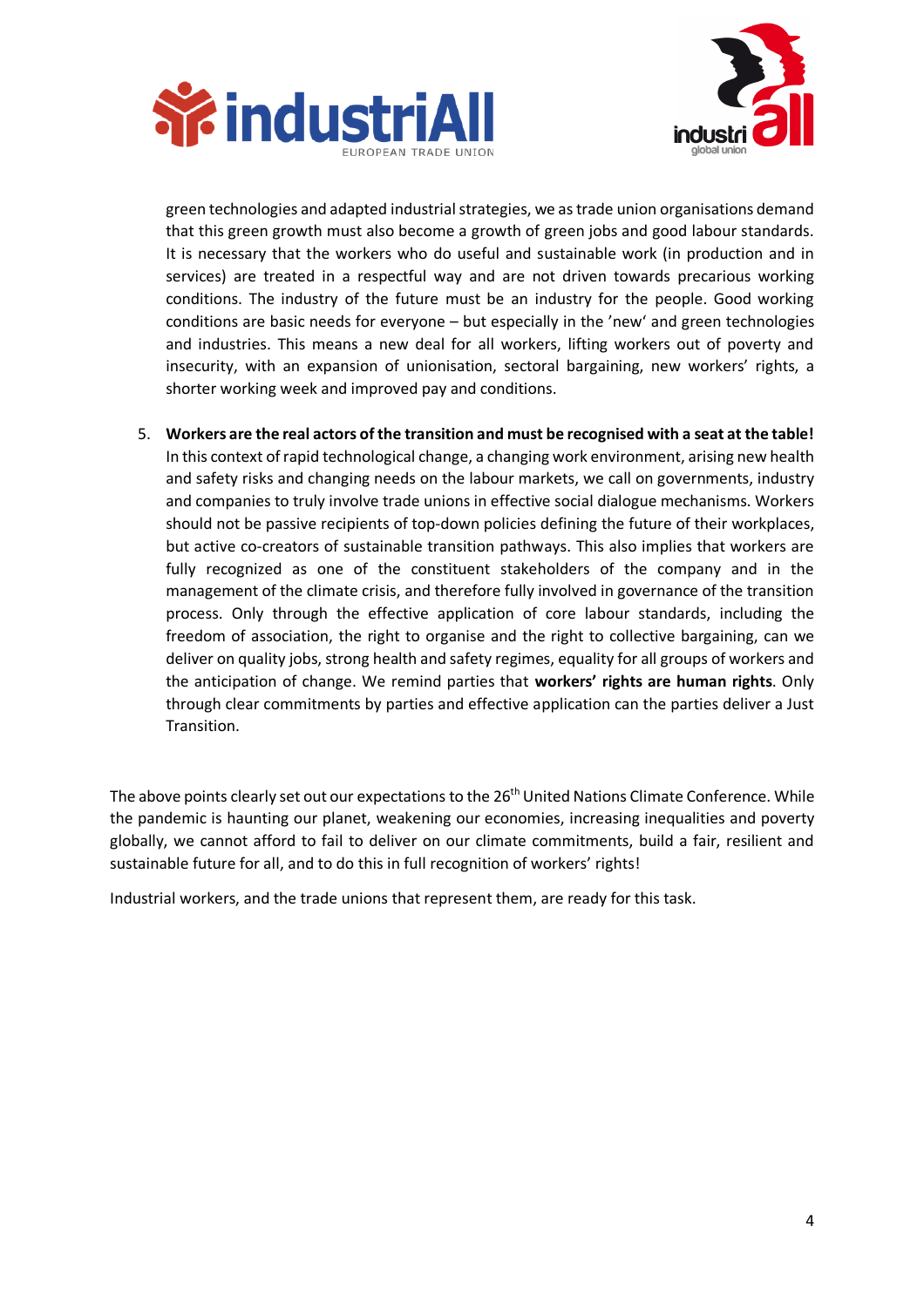green technologies and adapted industrial strategies, we as trade union organisations demand that this green growth must also become a growth of green jobs and good labour standards. It is necessary that the workers who do useful and sustainable work (in production and in services) are treated in a respectful way and are not driven towards precarious working conditions. The industry of the future must be an industry for the people. Good working conditions are basic needs for everyone – but especially in the 'new' and green technologies and industries. This means a new deal for all workers, lifting workers out of poverty and insecurity, with an expansion of unionisation, sectoral bargaining, new workers' rights, a shorter working week and improved pay and conditions.

5. **Workers are the real actors of the transition and must be recognised with a seat at the table!** In this context of rapid technological change, a changing work environment, arising new health and safety risks and changing needs on the labour markets, we call on governments, industry and companies to truly involve trade unions in effective social dialogue mechanisms. Workers should not be passive recipients of top-down policies defining the future of their workplaces, but active co-creators of sustainable transition pathways. This also implies that workers are fully recognized as one of the constituent stakeholders of the company and in the management of the climate crisis, and therefore fully involved in governance of the transition process. Only through the effective application of core labour standards, including the freedom of association, the right to organise and the right to collective bargaining, can we deliver on quality jobs, strong health and safety regimes, equality for all groups of workers and the anticipation of change. We remind parties that **workers' rights are human rights**. Only through clear commitments by parties and effective application can the parties deliver a Just Transition.

The above points clearly set out our expectations to the 26th United Nations Climate Conference. While the pandemic is haunting our planet, weakening our economies, increasing inequalities and poverty globally, we cannot afford to fail to deliver on our climate commitments, build a fair, resilient and sustainable future for all, and to do this in full recognition of workers' rights!

Industrial workers, and the trade unions that represent them, are ready for this task.